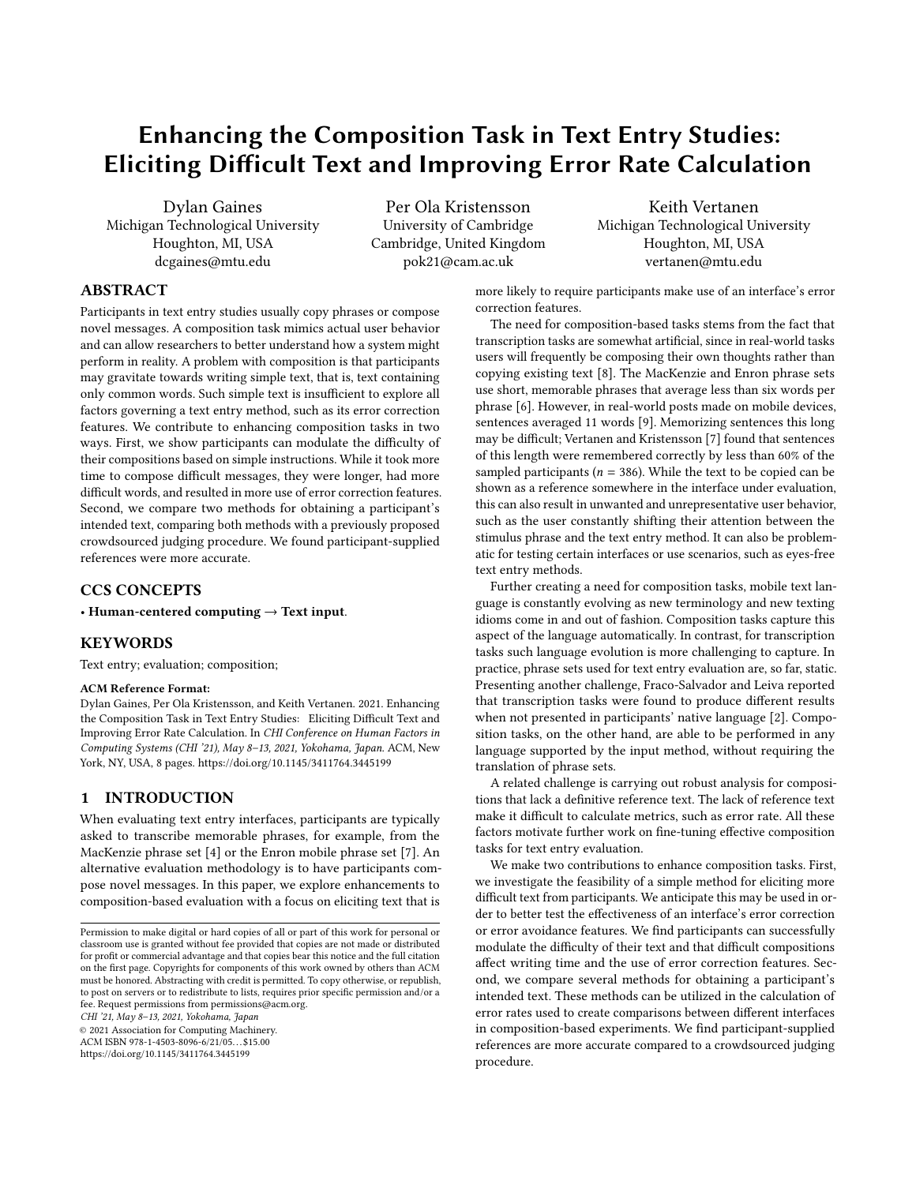# Enhancing the Composition Task in Text Entry Studies: Eliciting Difficult Text and Improving Error Rate Calculation

Dylan Gaines
Michigan Technological University
Houghton, MI, USA
dcgaines@mtu.edu

Per Ola Kristensson
University of Cambridge
Cambridge, United Kingdom
pok21@cam.ac.uk

Keith Vertanen
Michigan Technological University
Houghton, MI, USA
vertanen@mtu.edu

## ABSTRACT

Participants in text entry studies usually copy phrases or compose novel messages. A composition task mimics actual user behavior and can allow researchers to better understand how a system might perform in reality. A problem with composition is that participants may gravitate towards writing simple text, that is, text containing only common words. Such simple text is insufficient to explore all factors governing a text entry method, such as its error correction features. We contribute to enhancing composition tasks in two ways. First, we show participants can modulate the difficulty of their compositions based on simple instructions. While it took more time to compose difficult messages, they were longer, had more difficult words, and resulted in more use of error correction features. Second, we compare two methods for obtaining a participant's intended text, comparing both methods with a previously proposed crowdsourced judging procedure. We found participant-supplied references were more accurate.

## CCS CONCEPTS

• **Human-centered computing → Text input**.

## KEYWORDS

Text entry; evaluation; composition;

**ACM Reference Format:**

Dylan Gaines, Per Ola Kristensson, and Keith Vertanen. 2021. Enhancing the Composition Task in Text Entry Studies: Eliciting Difficult Text and Improving Error Rate Calculation. In *CHI Conference on Human Factors in Computing Systems (CHI '21), May 8–13, 2021, Yokohama, Japan.* ACM, New York, NY, USA, 8 pages. https://doi.org/10.1145/3411764.3445199

## 1 INTRODUCTION

When evaluating text entry interfaces, participants are typically asked to transcribe memorable phrases, for example, from the MacKenzie phrase set [4] or the Enron mobile phrase set [7]. An alternative evaluation methodology is to have participants compose novel messages. In this paper, we explore enhancements to composition-based evaluation with a focus on eliciting text that is more likely to require participants make use of an interface's error correction features.

The need for composition-based tasks stems from the fact that transcription tasks are somewhat artificial, since in real-world tasks users will frequently be composing their own thoughts rather than copying existing text [8]. The MacKenzie and Enron phrase sets use short, memorable phrases that average less than six words per phrase [6]. However, in real-world posts made on mobile devices, sentences averaged 11 words [9]. Memorizing sentences this long may be difficult; Vertanen and Kristensson [7] found that sentences of this length were remembered correctly by less than 60% of the sampled participants ($n = 386$). While the text to be copied can be shown as a reference somewhere in the interface under evaluation, this can also result in unwanted and unrepresentative user behavior, such as the user constantly shifting their attention between the stimulus phrase and the text entry method. It can also be problematic for testing certain interfaces or use scenarios, such as eyes-free text entry methods.

Further creating a need for composition tasks, mobile text language is constantly evolving as new terminology and new texting idioms come in and out of fashion. Composition tasks capture this aspect of the language automatically. In contrast, for transcription tasks such language evolution is more challenging to capture. In practice, phrase sets used for text entry evaluation are, so far, static. Presenting another challenge, Fraco-Salvador and Leiva reported that transcription tasks were found to produce different results when not presented in participants' native language [2]. Composition tasks, on the other hand, are able to be performed in any language supported by the input method, without requiring the translation of phrase sets.

A related challenge is carrying out robust analysis for compositions that lack a definitive reference text. The lack of reference text make it difficult to calculate metrics, such as error rate. All these factors motivate further work on fine-tuning effective composition tasks for text entry evaluation.

We make two contributions to enhance composition tasks. First, we investigate the feasibility of a simple method for eliciting more difficult text from participants. We anticipate this may be used in order to better test the effectiveness of an interface's error correction or error avoidance features. We find participants can successfully modulate the difficulty of their text and that difficult compositions affect writing time and the use of error correction features. Second, we compare several methods for obtaining a participant's intended text. These methods can be utilized in the calculation of error rates used to create comparisons between different interfaces in composition-based experiments. We find participant-supplied references are more accurate compared to a crowdsourced judging procedure.

Permission to make digital or hard copies of all or part of this work for personal or classroom use is granted without fee provided that copies are not made or distributed for profit or commercial advantage and that copies bear this notice and the full citation on the first page. Copyrights for components of this work owned by others than ACM must be honored. Abstracting with credit is permitted. To copy otherwise, or republish, to post on servers or to redistribute to lists, requires prior specific permission and/or a fee. Request permissions from permissions@acm.org.

*CHI '21, May 8–13, 2021, Yokohama, Japan*
© 2021 Association for Computing Machinery.
ACM ISBN 978-1-4503-8096-6/21/05...$15.00
https://doi.org/10.1145/3411764.3445199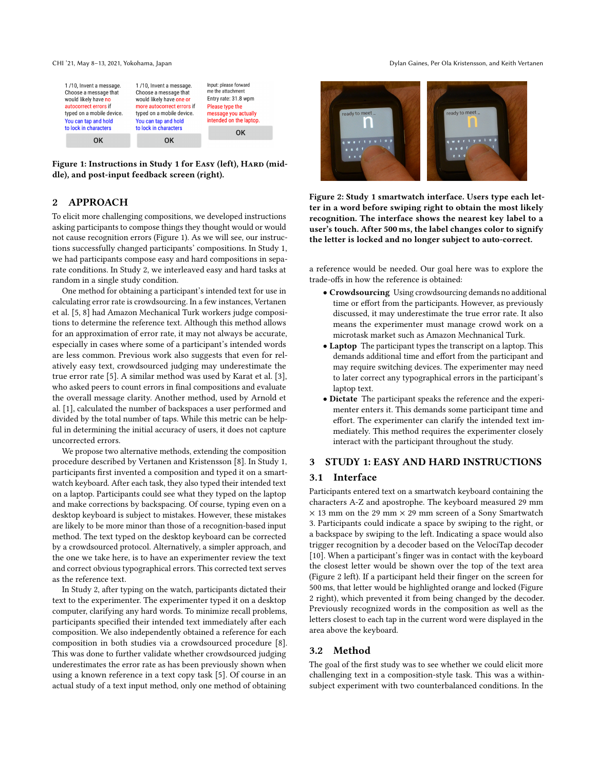Figure 1: Instructions in Study 1 for Easy (left), Hard (middle), and post-input feedback screen (right).

## 2 APPROACH

To elicit more challenging compositions, we developed instructions asking participants to compose things they thought would or would not cause recognition errors (Figure 1). As we will see, our instructions successfully changed participants' compositions. In Study 1, we had participants compose easy and hard compositions in separate conditions. In Study 2, we interleaved easy and hard tasks at random in a single study condition.

One method for obtaining a participant's intended text for use in calculating error rate is crowdsourcing. In a few instances, Vertanen et al. [5, 8] had Amazon Mechanical Turk workers judge compositions to determine the reference text. Although this method allows for an approximation of error rate, it may not always be accurate, especially in cases where some of a participant's intended words are less common. Previous work also suggests that even for relatively easy text, crowdsourced judging may underestimate the true error rate [5]. A similar method was used by Karat et al. [3], who asked peers to count errors in final compositions and evaluate the overall message clarity. Another method, used by Arnold et al. [1], calculated the number of backspaces a user performed and divided by the total number of taps. While this metric can be helpful in determining the initial accuracy of users, it does not capture uncorrected errors.

We propose two alternative methods, extending the composition procedure described by Vertanen and Kristensson [8]. In Study 1, participants first invented a composition and typed it on a smartwatch keyboard. After each task, they also typed their intended text on a laptop. Participants could see what they typed on the laptop and make corrections by backspacing. Of course, typing even on a desktop keyboard is subject to mistakes. However, these mistakes are likely to be more minor than those of a recognition-based input method. The text typed on the desktop keyboard can be corrected by a crowdsourced protocol. Alternatively, a simpler approach, and the one we take here, is to have an experimenter review the text and correct obvious typographical errors. This corrected text serves as the reference text.

In Study 2, after typing on the watch, participants dictated their text to the experimenter. The experimenter typed it on a desktop computer, clarifying any hard words. To minimize recall problems, participants specified their intended text immediately after each composition. We also independently obtained a reference for each composition in both studies via a crowdsourced procedure [8]. This was done to further validate whether crowdsourced judging underestimates the error rate as has been previously shown when using a known reference in a text copy task [5]. Of course in an actual study of a text input method, only one method of obtaining a reference would be needed. Our goal here was to explore the trade-offs in how the reference is obtained:

- **Crowdsourcing** Using crowdsourcing demands no additional time or effort from the participants. However, as previously discussed, it may underestimate the true error rate. It also means the experimenter must manage crowd work on a microtask market such as Amazon Mechanical Turk.
- **Laptop** The participant types the transcript on a laptop. This demands additional time and effort from the participant and may require switching devices. The experimenter may need to later correct any typographical errors in the participant's laptop text.
- **Dictate** The participant speaks the reference and the experimenter enters it. This demands some participant time and effort. The experimenter can clarify the intended text immediately. This method requires the experimenter closely interact with the participant throughout the study.

Figure 2: Study 1 smartwatch interface. Users type each letter in a word before swiping right to obtain the most likely recognition. The interface shows the nearest key label to a user's touch. After 500 ms, the label changes color to signify the letter is locked and no longer subject to auto-correct.

## 3 STUDY 1: EASY AND HARD INSTRUCTIONS

### 3.1 Interface

Participants entered text on a smartwatch keyboard containing the characters A-Z and apostrophe. The keyboard measured 29 mm × 13 mm on the 29 mm × 29 mm screen of a Sony Smartwatch 3. Participants could indicate a space by swiping to the right, or a backspace by swiping to the left. Indicating a space would also trigger recognition by a decoder based on the VelociTap decoder [10]. When a participant's finger was in contact with the keyboard the closest letter would be shown over the top of the text area (Figure 2 left). If a participant held their finger on the screen for 500 ms, that letter would be highlighted orange and locked (Figure 2 right), which prevented it from being changed by the decoder. Previously recognized words in the composition as well as the letters closest to each tap in the current word were displayed in the area above the keyboard.

### 3.2 Method

The goal of the first study was to see whether we could elicit more challenging text in a composition-style task. This was a within-subject experiment with two counterbalanced conditions. In the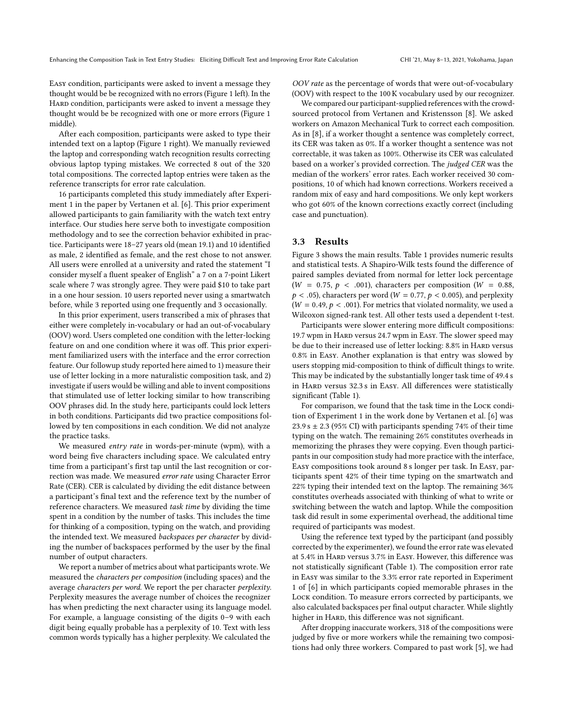Easy condition, participants were asked to invent a message they thought would be be recognized with no errors (Figure 1 left). In the Hard condition, participants were asked to invent a message they thought would be be recognized with one or more errors (Figure 1 middle).

After each composition, participants were asked to type their intended text on a laptop (Figure 1 right). We manually reviewed the laptop and corresponding watch recognition results correcting obvious laptop typing mistakes. We corrected 8 out of the 320 total compositions. The corrected laptop entries were taken as the reference transcripts for error rate calculation.

16 participants completed this study immediately after Experiment 1 in the paper by Vertanen et al. [6]. This prior experiment allowed participants to gain familiarity with the watch text entry interface. Our studies here serve both to investigate composition methodology and to see the correction behavior exhibited in practice. Participants were 18–27 years old (mean 19.1) and 10 identified as male, 2 identified as female, and the rest chose to not answer. All users were enrolled at a university and rated the statement "I consider myself a fluent speaker of English" a 7 on a 7-point Likert scale where 7 was strongly agree. They were paid $10 to take part in a one hour session. 10 users reported never using a smartwatch before, while 3 reported using one frequently and 3 occasionally.

In this prior experiment, users transcribed a mix of phrases that either were completely in-vocabulary or had an out-of-vocabulary (OOV) word. Users completed one condition with the letter-locking feature on and one condition where it was off. This prior experiment familiarized users with the interface and the error correction feature. Our followup study reported here aimed to 1) measure their use of letter locking in a more naturalistic composition task, and 2) investigate if users would be willing and able to invent compositions that stimulated use of letter locking similar to how transcribing OOV phrases did. In the study here, participants could lock letters in both conditions. Participants did two practice compositions followed by ten compositions in each condition. We did not analyze the practice tasks.

We measured *entry rate* in words-per-minute (wpm), with a word being five characters including space. We calculated entry time from a participant's first tap until the last recognition or correction was made. We measured *error rate* using Character Error Rate (CER). CER is calculated by dividing the edit distance between a participant's final text and the reference text by the number of reference characters. We measured *task time* by dividing the time spent in a condition by the number of tasks. This includes the time for thinking of a composition, typing on the watch, and providing the intended text. We measured *backspaces per character* by dividing the number of backspaces performed by the user by the final number of output characters.

We report a number of metrics about what participants wrote. We measured the *characters per composition* (including spaces) and the average *characters per word*. We report the per character *perplexity*. Perplexity measures the average number of choices the recognizer has when predicting the next character using its language model. For example, a language consisting of the digits 0–9 with each digit being equally probable has a perplexity of 10. Text with less common words typically has a higher perplexity. We calculated the *OOV rate* as the percentage of words that were out-of-vocabulary (OOV) with respect to the 100 K vocabulary used by our recognizer.

We compared our participant-supplied references with the crowd-sourced protocol from Vertanen and Kristensson [8]. We asked workers on Amazon Mechanical Turk to correct each composition. As in [8], if a worker thought a sentence was completely correct, its CER was taken as 0%. If a worker thought a sentence was not correctable, it was taken as 100%. Otherwise its CER was calculated based on a worker's provided correction. The *judged CER* was the median of the workers' error rates. Each worker received 30 compositions, 10 of which had known corrections. Workers received a random mix of easy and hard compositions. We only kept workers who got 60% of the known corrections exactly correct (including case and punctuation).

### 3.3 Results

Figure 3 shows the main results. Table 1 provides numeric results and statistical tests. A Shapiro-Wilk tests found the difference of paired samples deviated from normal for letter lock percentage ($W = 0.75$, $p < .001$), characters per composition ($W = 0.88$, $p < .05$), characters per word ($W = 0.77$, $p < 0.005$), and perplexity ($W = 0.49$, $p < .001$). For metrics that violated normality, we used a Wilcoxon signed-rank test. All other tests used a dependent t-test.

Participants were slower entering more difficult compositions: 19.7 wpm in Hard versus 24.7 wpm in Easy. The slower speed may be due to their increased use of letter locking: 8.8% in Hard versus 0.8% in Easy. Another explanation is that entry was slowed by users stopping mid-composition to think of difficult things to write. This may be indicated by the substantially longer task time of 49.4 s in Hard versus 32.3 s in Easy. All differences were statistically significant (Table 1).

For comparison, we found that the task time in the Lock condition of Experiment 1 in the work done by Vertanen et al. [6] was 23.9 s ± 2.3 (95% CI) with participants spending 74% of their time typing on the watch. The remaining 26% constitutes overheads in memorizing the phrases they were copying. Even though participants in our composition study had more practice with the interface, Easy compositions took around 8 s longer per task. In Easy, participants spent 42% of their time typing on the smartwatch and 22% typing their intended text on the laptop. The remaining 36% constitutes overheads associated with thinking of what to write or switching between the watch and laptop. While the composition task did result in some experimental overhead, the additional time required of participants was modest.

Using the reference text typed by the participant (and possibly corrected by the experimenter), we found the error rate was elevated at 5.4% in Hard versus 3.7% in Easy. However, this difference was not statistically significant (Table 1). The composition error rate in Easy was similar to the 3.3% error rate reported in Experiment 1 of [6] in which participants copied memorable phrases in the Lock condition. To measure errors corrected by participants, we also calculated backspaces per final output character. While slightly higher in Hard, this difference was not significant.

After dropping inaccurate workers, 318 of the compositions were judged by five or more workers while the remaining two compositions had only three workers. Compared to past work [5], we had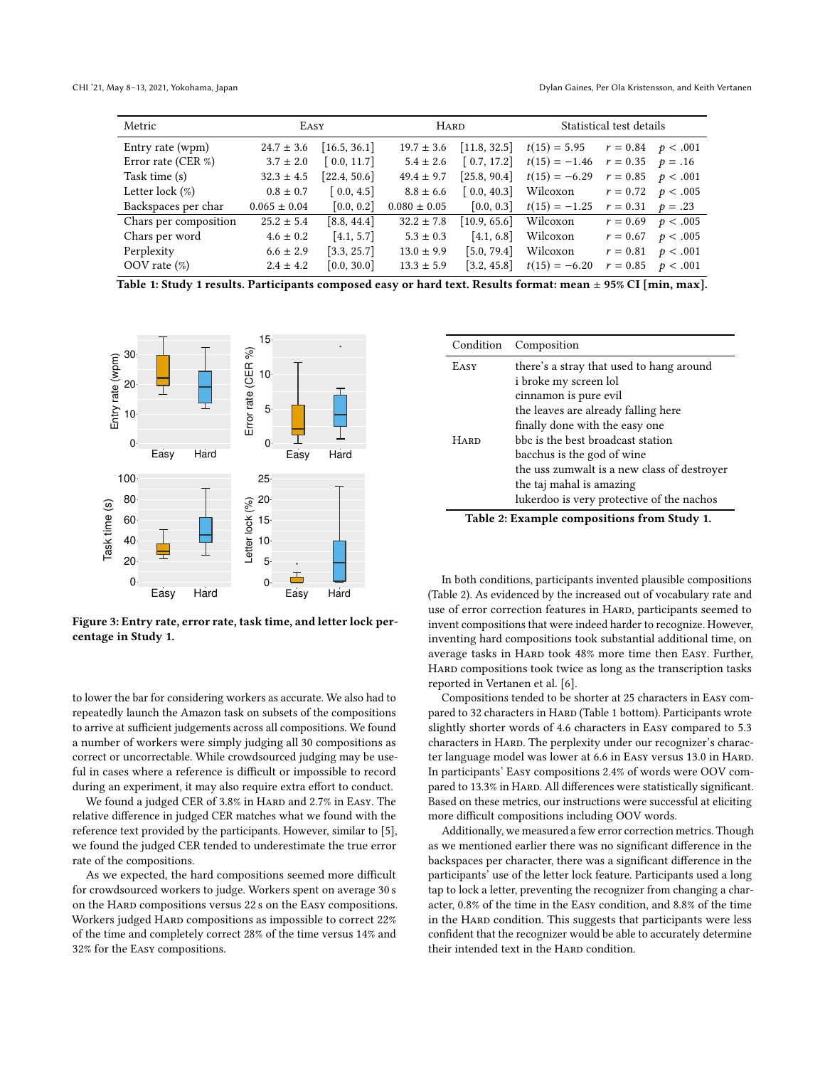| Metric | Easy | | Hard | | Statistical test details | | |
|---|---|---|---|---|---|---|---|
| Entry rate (wpm) | 24.7 ± 3.6 | [16.5, 36.1] | 19.7 ± 3.6 | [11.8, 32.5] | $t(15) = 5.95$ | $r = 0.84$ | $p < .001$ |
| Error rate (CER %) | 3.7 ± 2.0 | [ 0.0, 11.7] | 5.4 ± 2.6 | [ 0.7, 17.2] | $t(15) = -1.46$ | $r = 0.35$ | $p = .16$ |
| Task time (s) | 32.3 ± 4.5 | [22.4, 50.6] | 49.4 ± 9.7 | [25.8, 90.4] | $t(15) = -6.29$ | $r = 0.85$ | $p < .001$ |
| Letter lock (%) | 0.8 ± 0.7 | [ 0.0, 4.5] | 8.8 ± 6.6 | [ 0.0, 40.3] | Wilcoxon | $r = 0.72$ | $p < .005$ |
| Backspaces per char | 0.065 ± 0.04 | [0.0, 0.2] | 0.080 ± 0.05 | [0.0, 0.3] | $t(15) = -1.25$ | $r = 0.31$ | $p = .23$ |
| Chars per composition | 25.2 ± 5.4 | [8.8, 44.4] | 32.2 ± 7.8 | [10.9, 65.6] | Wilcoxon | $r = 0.69$ | $p < .005$ |
| Chars per word | 4.6 ± 0.2 | [4.1, 5.7] | 5.3 ± 0.3 | [4.1, 6.8] | Wilcoxon | $r = 0.67$ | $p < .005$ |
| Perplexity | 6.6 ± 2.9 | [3.3, 25.7] | 13.0 ± 9.9 | [5.0, 79.4] | Wilcoxon | $r = 0.81$ | $p < .001$ |
| OOV rate (%) | 2.4 ± 4.2 | [0.0, 30.0] | 13.3 ± 5.9 | [3.2, 45.8] | $t(15) = -6.20$ | $r = 0.85$ | $p < .001$ |

**Table 1: Study 1 results. Participants composed easy or hard text. Results format: mean ± 95% CI [min, max].**

**Figure 3: Entry rate, error rate, task time, and letter lock percentage in Study 1.**

| Condition | Composition |
|---|---|
| Easy | there's a stray that used to hang around |
| | i broke my screen lol |
| | cinnamon is pure evil |
| | the leaves are already falling here |
| | finally done with the easy one |
| Hard | bbc is the best broadcast station |
| | bacchus is the god of wine |
| | the uss zumwalt is a new class of destroyer |
| | the taj mahal is amazing |
| | lukerdoo is very protective of the nachos |

**Table 2: Example compositions from Study 1.**

to lower the bar for considering workers as accurate. We also had to repeatedly launch the Amazon task on subsets of the compositions to arrive at sufficient judgements across all compositions. We found a number of workers were simply judging all 30 compositions as correct or uncorrectable. While crowdsourced judging may be useful in cases where a reference is difficult or impossible to record during an experiment, it may also require extra effort to conduct.

We found a judged CER of 3.8% in Hard and 2.7% in Easy. The relative difference in judged CER matches what we found with the reference text provided by the participants. However, similar to [5], we found the judged CER tended to underestimate the true error rate of the compositions.

As we expected, the hard compositions seemed more difficult for crowdsourced workers to judge. Workers spent on average 30 s on the Hard compositions versus 22 s on the Easy compositions. Workers judged Hard compositions as impossible to correct 22% of the time and completely correct 28% of the time versus 14% and 32% for the Easy compositions.

In both conditions, participants invented plausible compositions (Table 2). As evidenced by the increased out of vocabulary rate and use of error correction features in Hard, participants seemed to invent compositions that were indeed harder to recognize. However, inventing hard compositions took substantial additional time, on average tasks in Hard took 48% more time then Easy. Further, Hard compositions took twice as long as the transcription tasks reported in Vertanen et al. [6].

Compositions tended to be shorter at 25 characters in Easy compared to 32 characters in Hard (Table 1 bottom). Participants wrote slightly shorter words of 4.6 characters in Easy compared to 5.3 characters in Hard. The perplexity under our recognizer's character language model was lower at 6.6 in Easy versus 13.0 in Hard. In participants' Easy compositions 2.4% of words were OOV compared to 13.3% in Hard. All differences were statistically significant. Based on these metrics, our instructions were successful at eliciting more difficult compositions including OOV words.

Additionally, we measured a few error correction metrics. Though as we mentioned earlier there was no significant difference in the backspaces per character, there was a significant difference in the participants' use of the letter lock feature. Participants used a long tap to lock a letter, preventing the recognizer from changing a character, 0.8% of the time in the Easy condition, and 8.8% of the time in the Hard condition. This suggests that participants were less confident that the recognizer would be able to accurately determine their intended text in the Hard condition.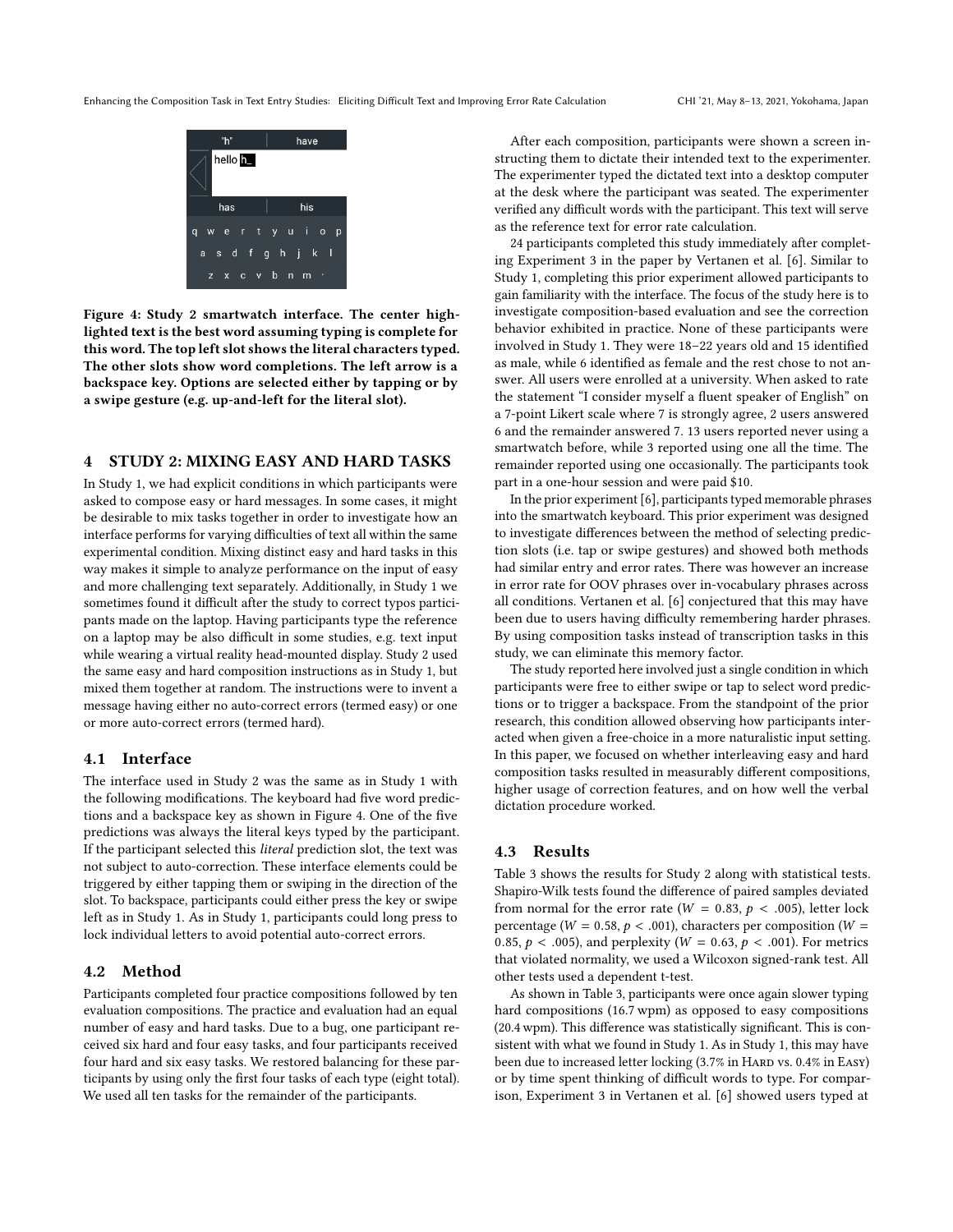Figure 4: Study 2 smartwatch interface. The center highlighted text is the best word assuming typing is complete for this word. The top left slot shows the literal characters typed. The other slots show word completions. The left arrow is a backspace key. Options are selected either by tapping or by a swipe gesture (e.g. up-and-left for the literal slot).

## 4 STUDY 2: MIXING EASY AND HARD TASKS

In Study 1, we had explicit conditions in which participants were asked to compose easy or hard messages. In some cases, it might be desirable to mix tasks together in order to investigate how an interface performs for varying difficulties of text all within the same experimental condition. Mixing distinct easy and hard tasks in this way makes it simple to analyze performance on the input of easy and more challenging text separately. Additionally, in Study 1 we sometimes found it difficult after the study to correct typos participants made on the laptop. Having participants type the reference on a laptop may be also difficult in some studies, e.g. text input while wearing a virtual reality head-mounted display. Study 2 used the same easy and hard composition instructions as in Study 1, but mixed them together at random. The instructions were to invent a message having either no auto-correct errors (termed easy) or one or more auto-correct errors (termed hard).

### 4.1 Interface

The interface used in Study 2 was the same as in Study 1 with the following modifications. The keyboard had five word predictions and a backspace key as shown in Figure 4. One of the five predictions was always the literal keys typed by the participant. If the participant selected this *literal* prediction slot, the text was not subject to auto-correction. These interface elements could be triggered by either tapping them or swiping in the direction of the slot. To backspace, participants could either press the key or swipe left as in Study 1. As in Study 1, participants could long press to lock individual letters to avoid potential auto-correct errors.

### 4.2 Method

Participants completed four practice compositions followed by ten evaluation compositions. The practice and evaluation had an equal number of easy and hard tasks. Due to a bug, one participant received six hard and four easy tasks, and four participants received four hard and six easy tasks. We restored balancing for these participants by using only the first four tasks of each type (eight total). We used all ten tasks for the remainder of the participants.

After each composition, participants were shown a screen instructing them to dictate their intended text to the experimenter. The experimenter typed the dictated text into a desktop computer at the desk where the participant was seated. The experimenter verified any difficult words with the participant. This text will serve as the reference text for error rate calculation.

24 participants completed this study immediately after completing Experiment 3 in the paper by Vertanen et al. [6]. Similar to Study 1, completing this prior experiment allowed participants to gain familiarity with the interface. The focus of the study here is to investigate composition-based evaluation and see the correction behavior exhibited in practice. None of these participants were involved in Study 1. They were 18–22 years old and 15 identified as male, while 6 identified as female and the rest chose to not answer. All users were enrolled at a university. When asked to rate the statement "I consider myself a fluent speaker of English" on a 7-point Likert scale where 7 is strongly agree, 2 users answered 6 and the remainder answered 7. 13 users reported never using a smartwatch before, while 3 reported using one all the time. The remainder reported using one occasionally. The participants took part in a one-hour session and were paid $10.

In the prior experiment [6], participants typed memorable phrases into the smartwatch keyboard. This prior experiment was designed to investigate differences between the method of selecting prediction slots (i.e. tap or swipe gestures) and showed both methods had similar entry and error rates. There was however an increase in error rate for OOV phrases over in-vocabulary phrases across all conditions. Vertanen et al. [6] conjectured that this may have been due to users having difficulty remembering harder phrases. By using composition tasks instead of transcription tasks in this study, we can eliminate this memory factor.

The study reported here involved just a single condition in which participants were free to either swipe or tap to select word predictions or to trigger a backspace. From the standpoint of the prior research, this condition allowed observing how participants interacted when given a free-choice in a more naturalistic input setting. In this paper, we focused on whether interleaving easy and hard composition tasks resulted in measurably different compositions, higher usage of correction features, and on how well the verbal dictation procedure worked.

### 4.3 Results

Table 3 shows the results for Study 2 along with statistical tests. Shapiro-Wilk tests found the difference of paired samples deviated from normal for the error rate ($W = 0.83$, $p < .005$), letter lock percentage ($W = 0.58$, $p < .001$), characters per composition ($W = 0.85$, $p < .005$), and perplexity ($W = 0.63$, $p < .001$). For metrics that violated normality, we used a Wilcoxon signed-rank test. All other tests used a dependent t-test.

As shown in Table 3, participants were once again slower typing hard compositions (16.7 wpm) as opposed to easy compositions (20.4 wpm). This difference was statistically significant. This is consistent with what we found in Study 1. As in Study 1, this may have been due to increased letter locking (3.7% in Hard vs. 0.4% in Easy) or by time spent thinking of difficult words to type. For comparison, Experiment 3 in Vertanen et al. [6] showed users typed at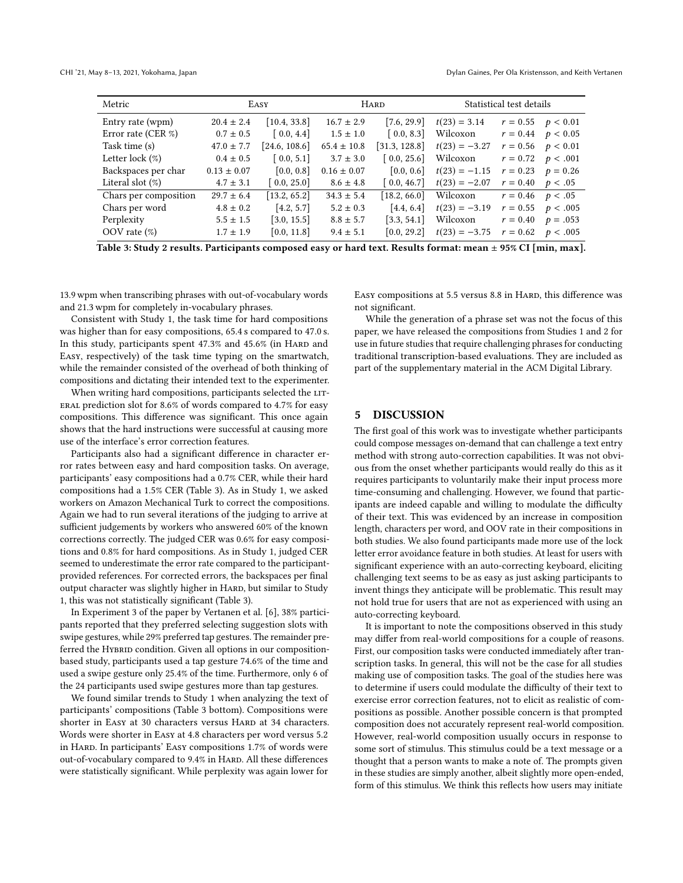| Metric | Easy | | Hard | | Statistical test details | | |
|---|---|---|---|---|---|---|---|
| Entry rate (wpm) | 20.4 ± 2.4 | [10.4, 33.8] | 16.7 ± 2.9 | [7.6, 29.9] | $t(23) = 3.14$ | $r = 0.55$ | $p < 0.01$ |
| Error rate (CER %) | 0.7 ± 0.5 | [ 0.0, 4.4] | 1.5 ± 1.0 | [ 0.0, 8.3] | Wilcoxon | $r = 0.44$ | $p < 0.05$ |
| Task time (s) | 47.0 ± 7.7 | [24.6, 108.6] | 65.4 ± 10.8 | [31.3, 128.8] | $t(23) = -3.27$ | $r = 0.56$ | $p < 0.01$ |
| Letter lock (%) | 0.4 ± 0.5 | [ 0.0, 5.1] | 3.7 ± 3.0 | [ 0.0, 25.6] | Wilcoxon | $r = 0.72$ | $p < .001$ |
| Backspaces per char | 0.13 ± 0.07 | [0.0, 0.8] | 0.16 ± 0.07 | [0.0, 0.6] | $t(23) = -1.15$ | $r = 0.23$ | $p = 0.26$ |
| Literal slot (%) | 4.7 ± 3.1 | [ 0.0, 25.0] | 8.6 ± 4.8 | [ 0.0, 46.7] | $t(23) = -2.07$ | $r = 0.40$ | $p < .05$ |
| Chars per composition | 29.7 ± 6.4 | [13.2, 65.2] | 34.3 ± 5.4 | [18.2, 66.0] | Wilcoxon | $r = 0.46$ | $p < .05$ |
| Chars per word | 4.8 ± 0.2 | [4.2, 5.7] | 5.2 ± 0.3 | [4.4, 6.4] | $t(23) = -3.19$ | $r = 0.55$ | $p < .005$ |
| Perplexity | 5.5 ± 1.5 | [3.0, 15.5] | 8.8 ± 5.7 | [3.3, 54.1] | Wilcoxon | $r = 0.40$ | $p = .053$ |
| OOV rate (%) | 1.7 ± 1.9 | [0.0, 11.8] | 9.4 ± 5.1 | [0.0, 29.2] | $t(23) = -3.75$ | $r = 0.62$ | $p < .005$ |

**Table 3: Study 2 results. Participants composed easy or hard text. Results format: mean ± 95% CI [min, max].**

13.9 wpm when transcribing phrases with out-of-vocabulary words and 21.3 wpm for completely in-vocabulary phrases.

Consistent with Study 1, the task time for hard compositions was higher than for easy compositions, 65.4 s compared to 47.0 s. In this study, participants spent 47.3% and 45.6% (in Hard and Easy, respectively) of the task time typing on the smartwatch, while the remainder consisted of the overhead of both thinking of compositions and dictating their intended text to the experimenter.

When writing hard compositions, participants selected the literal prediction slot for 8.6% of words compared to 4.7% for easy compositions. This difference was significant. This once again shows that the hard instructions were successful at causing more use of the interface's error correction features.

Participants also had a significant difference in character error rates between easy and hard composition tasks. On average, participants' easy compositions had a 0.7% CER, while their hard compositions had a 1.5% CER (Table 3). As in Study 1, we asked workers on Amazon Mechanical Turk to correct the compositions. Again we had to run several iterations of the judging to arrive at sufficient judgements by workers who answered 60% of the known corrections correctly. The judged CER was 0.6% for easy compositions and 0.8% for hard compositions. As in Study 1, judged CER seemed to underestimate the error rate compared to the participant-provided references. For corrected errors, the backspaces per final output character was slightly higher in Hard, but similar to Study 1, this was not statistically significant (Table 3).

In Experiment 3 of the paper by Vertanen et al. [6], 38% participants reported that they preferred selecting suggestion slots with swipe gestures, while 29% preferred tap gestures. The remainder preferred the Hybrid condition. Given all options in our composition-based study, participants used a tap gesture 74.6% of the time and used a swipe gesture only 25.4% of the time. Furthermore, only 6 of the 24 participants used swipe gestures more than tap gestures.

We found similar trends to Study 1 when analyzing the text of participants' compositions (Table 3 bottom). Compositions were shorter in Easy at 30 characters versus Hard at 34 characters. Words were shorter in Easy at 4.8 characters per word versus 5.2 in Hard. In participants' Easy compositions 1.7% of words were out-of-vocabulary compared to 9.4% in Hard. All these differences were statistically significant. While perplexity was again lower for Easy compositions at 5.5 versus 8.8 in Hard, this difference was not significant.

While the generation of a phrase set was not the focus of this paper, we have released the compositions from Studies 1 and 2 for use in future studies that require challenging phrases for conducting traditional transcription-based evaluations. They are included as part of the supplementary material in the ACM Digital Library.

## 5 DISCUSSION

The first goal of this work was to investigate whether participants could compose messages on-demand that can challenge a text entry method with strong auto-correction capabilities. It was not obvious from the onset whether participants would really do this as it requires participants to voluntarily make their input process more time-consuming and challenging. However, we found that participants are indeed capable and willing to modulate the difficulty of their text. This was evidenced by an increase in composition length, characters per word, and OOV rate in their compositions in both studies. We also found participants made more use of the lock letter error avoidance feature in both studies. At least for users with significant experience with an auto-correcting keyboard, eliciting challenging text seems to be as easy as just asking participants to invent things they anticipate will be problematic. This result may not hold true for users that are not as experienced with using an auto-correcting keyboard.

It is important to note the compositions observed in this study may differ from real-world compositions for a couple of reasons. First, our composition tasks were conducted immediately after transcription tasks. In general, this will not be the case for all studies making use of composition tasks. The goal of the studies here was to determine if users could modulate the difficulty of their text to exercise error correction features, not to elicit as realistic of compositions as possible. Another possible concern is that prompted composition does not accurately represent real-world composition. However, real-world composition usually occurs in response to some sort of stimulus. This stimulus could be a text message or a thought that a person wants to make a note of. The prompts given in these studies are simply another, albeit slightly more open-ended, form of this stimulus. We think this reflects how users may initiate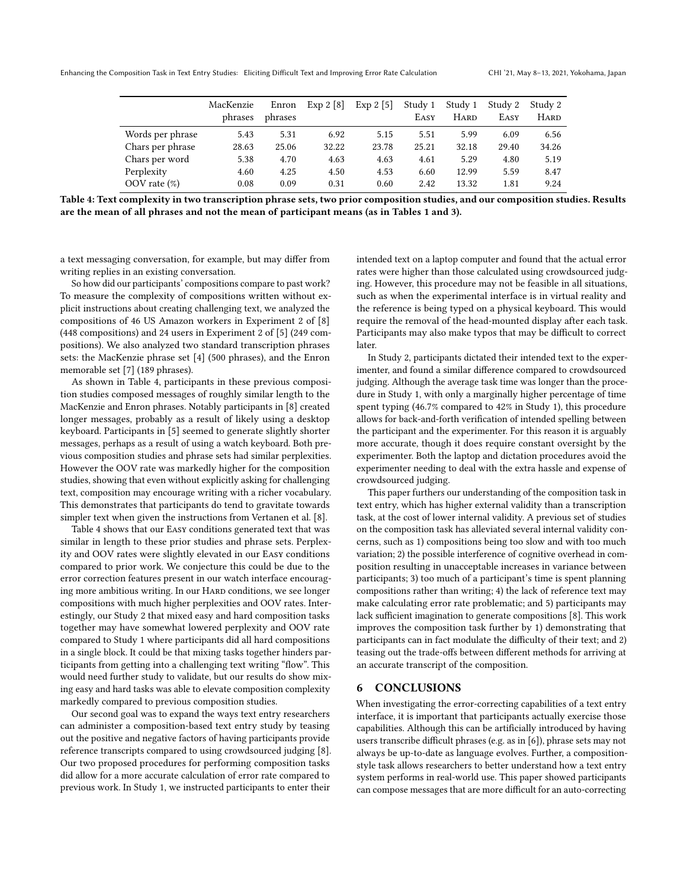|  | MacKenzie phrases | Enron phrases | Exp 2 [8] | Exp 2 [5] | Study 1 Easy | Study 1 Hard | Study 2 Easy | Study 2 Hard |
|---|---|---|---|---|---|---|---|---|
| Words per phrase | 5.43 | 5.31 | 6.92 | 5.15 | 5.51 | 5.99 | 6.09 | 6.56 |
| Chars per phrase | 28.63 | 25.06 | 32.22 | 23.78 | 25.21 | 32.18 | 29.40 | 34.26 |
| Chars per word | 5.38 | 4.70 | 4.63 | 4.63 | 4.61 | 5.29 | 4.80 | 5.19 |
| Perplexity | 4.60 | 4.25 | 4.50 | 4.53 | 6.60 | 12.99 | 5.59 | 8.47 |
| OOV rate (%) | 0.08 | 0.09 | 0.31 | 0.60 | 2.42 | 13.32 | 1.81 | 9.24 |

**Table 4: Text complexity in two transcription phrase sets, two prior composition studies, and our composition studies. Results are the mean of all phrases and not the mean of participant means (as in Tables 1 and 3).**

a text messaging conversation, for example, but may differ from writing replies in an existing conversation.

So how did our participants' compositions compare to past work? To measure the complexity of compositions written without explicit instructions about creating challenging text, we analyzed the compositions of 46 US Amazon workers in Experiment 2 of [8] (448 compositions) and 24 users in Experiment 2 of [5] (249 compositions). We also analyzed two standard transcription phrases sets: the MacKenzie phrase set [4] (500 phrases), and the Enron memorable set [7] (189 phrases).

As shown in Table 4, participants in these previous composition studies composed messages of roughly similar length to the MacKenzie and Enron phrases. Notably participants in [8] created longer messages, probably as a result of likely using a desktop keyboard. Participants in [5] seemed to generate slightly shorter messages, perhaps as a result of using a watch keyboard. Both previous composition studies and phrase sets had similar perplexities. However the OOV rate was markedly higher for the composition studies, showing that even without explicitly asking for challenging text, composition may encourage writing with a richer vocabulary. This demonstrates that participants do tend to gravitate towards simpler text when given the instructions from Vertanen et al. [8].

Table 4 shows that our Easy conditions generated text that was similar in length to these prior studies and phrase sets. Perplexity and OOV rates were slightly elevated in our Easy conditions compared to prior work. We conjecture this could be due to the error correction features present in our watch interface encouraging more ambitious writing. In our Hard conditions, we see longer compositions with much higher perplexities and OOV rates. Interestingly, our Study 2 that mixed easy and hard composition tasks together may have somewhat lowered perplexity and OOV rate compared to Study 1 where participants did all hard compositions in a single block. It could be that mixing tasks together hinders participants from getting into a challenging text writing "flow". This would need further study to validate, but our results do show mixing easy and hard tasks was able to elevate composition complexity markedly compared to previous composition studies.

Our second goal was to expand the ways text entry researchers can administer a composition-based text entry study by teasing out the positive and negative factors of having participants provide reference transcripts compared to using crowdsourced judging [8]. Our two proposed procedures for performing composition tasks did allow for a more accurate calculation of error rate compared to previous work. In Study 1, we instructed participants to enter their intended text on a laptop computer and found that the actual error rates were higher than those calculated using crowdsourced judging. However, this procedure may not be feasible in all situations, such as when the experimental interface is in virtual reality and the reference is being typed on a physical keyboard. This would require the removal of the head-mounted display after each task. Participants may also make typos that may be difficult to correct later.

In Study 2, participants dictated their intended text to the experimenter, and found a similar difference compared to crowdsourced judging. Although the average task time was longer than the procedure in Study 1, with only a marginally higher percentage of time spent typing (46.7% compared to 42% in Study 1), this procedure allows for back-and-forth verification of intended spelling between the participant and the experimenter. For this reason it is arguably more accurate, though it does require constant oversight by the experimenter. Both the laptop and dictation procedures avoid the experimenter needing to deal with the extra hassle and expense of crowdsourced judging.

This paper furthers our understanding of the composition task in text entry, which has higher external validity than a transcription task, at the cost of lower internal validity. A previous set of studies on the composition task has alleviated several internal validity concerns, such as 1) compositions being too slow and with too much variation; 2) the possible interference of cognitive overhead in composition resulting in unacceptable increases in variance between participants; 3) too much of a participant's time is spent planning compositions rather than writing; 4) the lack of reference text may make calculating error rate problematic; and 5) participants may lack sufficient imagination to generate compositions [8]. This work improves the composition task further by 1) demonstrating that participants can in fact modulate the difficulty of their text; and 2) teasing out the trade-offs between different methods for arriving at an accurate transcript of the composition.

## 6 CONCLUSIONS

When investigating the error-correcting capabilities of a text entry interface, it is important that participants actually exercise those capabilities. Although this can be artificially introduced by having users transcribe difficult phrases (e.g. as in [6]), phrase sets may not always be up-to-date as language evolves. Further, a composition-style task allows researchers to better understand how a text entry system performs in real-world use. This paper showed participants can compose messages that are more difficult for an auto-correcting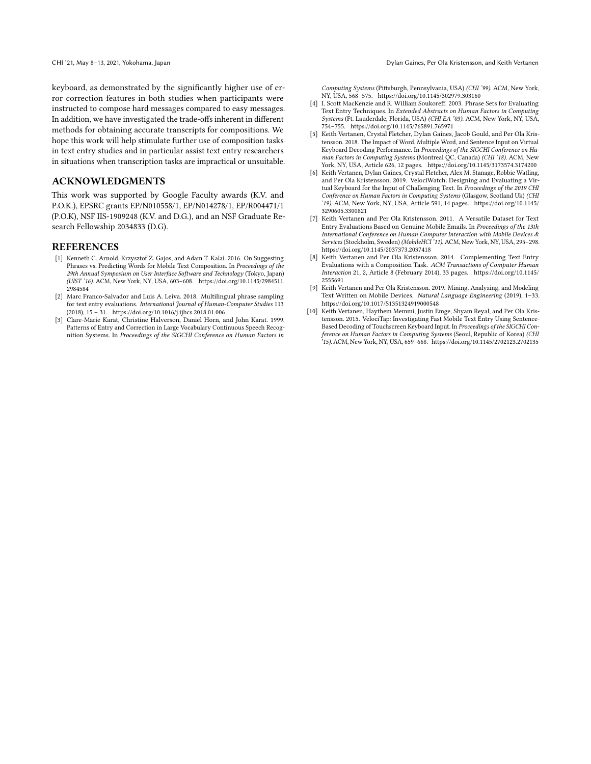keyboard, as demonstrated by the significantly higher use of error correction features in both studies when participants were instructed to compose hard messages compared to easy messages. In addition, we have investigated the trade-offs inherent in different methods for obtaining accurate transcripts for compositions. We hope this work will help stimulate further use of composition tasks in text entry studies and in particular assist text entry researchers in situations when transcription tasks are impractical or unsuitable.

## ACKNOWLEDGMENTS

This work was supported by Google Faculty awards (K.V. and P.O.K.), EPSRC grants EP/N010558/1, EP/N014278/1, EP/R004471/1 (P.O.K), NSF IIS-1909248 (K.V. and D.G.), and an NSF Graduate Research Fellowship 2034833 (D.G).

## REFERENCES

- [1] Kenneth C. Arnold, Krzysztof Z. Gajos, and Adam T. Kalai. 2016. On Suggesting Phrases vs. Predicting Words for Mobile Text Composition. In *Proceedings of the 29th Annual Symposium on User Interface Software and Technology* (Tokyo, Japan) *(UIST '16)*. ACM, New York, NY, USA, 603–608. https://doi.org/10.1145/2984511.2984584
- [2] Marc Franco-Salvador and Luis A. Leiva. 2018. Multilingual phrase sampling for text entry evaluations. *International Journal of Human-Computer Studies* 113 (2018), 15 – 31. https://doi.org/10.1016/j.ijhcs.2018.01.006
- [3] Clare-Marie Karat, Christine Halverson, Daniel Horn, and John Karat. 1999. Patterns of Entry and Correction in Large Vocabulary Continuous Speech Recognition Systems. In *Proceedings of the SIGCHI Conference on Human Factors in Computing Systems* (Pittsburgh, Pennsylvania, USA) *(CHI '99)*. ACM, New York, NY, USA, 568–575. https://doi.org/10.1145/302979.303160
- [4] I. Scott MacKenzie and R. William Soukoreff. 2003. Phrase Sets for Evaluating Text Entry Techniques. In *Extended Abstracts on Human Factors in Computing Systems* (Ft. Lauderdale, Florida, USA) *(CHI EA '03)*. ACM, New York, NY, USA, 754–755. https://doi.org/10.1145/765891.765971
- [5] Keith Vertanen, Crystal Fletcher, Dylan Gaines, Jacob Gould, and Per Ola Kristensson. 2018. The Impact of Word, Multiple Word, and Sentence Input on Virtual Keyboard Decoding Performance. In *Proceedings of the SIGCHI Conference on Human Factors in Computing Systems* (Montreal QC, Canada) *(CHI '18)*. ACM, New York, NY, USA, Article 626, 12 pages. https://doi.org/10.1145/3173574.3174200
- [6] Keith Vertanen, Dylan Gaines, Crystal Fletcher, Alex M. Stanage, Robbie Watling, and Per Ola Kristensson. 2019. VelociWatch: Designing and Evaluating a Virtual Keyboard for the Input of Challenging Text. In *Proceedings of the 2019 CHI Conference on Human Factors in Computing Systems* (Glasgow, Scotland Uk) *(CHI '19)*. ACM, New York, NY, USA, Article 591, 14 pages. https://doi.org/10.1145/3290605.3300821
- [7] Keith Vertanen and Per Ola Kristensson. 2011. A Versatile Dataset for Text Entry Evaluations Based on Genuine Mobile Emails. In *Proceedings of the 13th International Conference on Human Computer Interaction with Mobile Devices & Services* (Stockholm, Sweden) *(MobileHCI '11)*. ACM, New York, NY, USA, 295–298. https://doi.org/10.1145/2037373.2037418
- [8] Keith Vertanen and Per Ola Kristensson. 2014. Complementing Text Entry Evaluations with a Composition Task. *ACM Transactions of Computer Human Interaction* 21, 2, Article 8 (February 2014), 33 pages. https://doi.org/10.1145/2555691
- [9] Keith Vertanen and Per Ola Kristensson. 2019. Mining, Analyzing, and Modeling Text Written on Mobile Devices. *Natural Language Engineering* (2019), 1–33. https://doi.org/10.1017/S1351324919000548
- [10] Keith Vertanen, Haythem Memmi, Justin Emge, Shyam Reyal, and Per Ola Kristensson. 2015. VelociTap: Investigating Fast Mobile Text Entry Using Sentence-Based Decoding of Touchscreen Keyboard Input. In *Proceedings of the SIGCHI Conference on Human Factors in Computing Systems* (Seoul, Republic of Korea) *(CHI '15)*. ACM, New York, NY, USA, 659–668. https://doi.org/10.1145/2702123.2702135